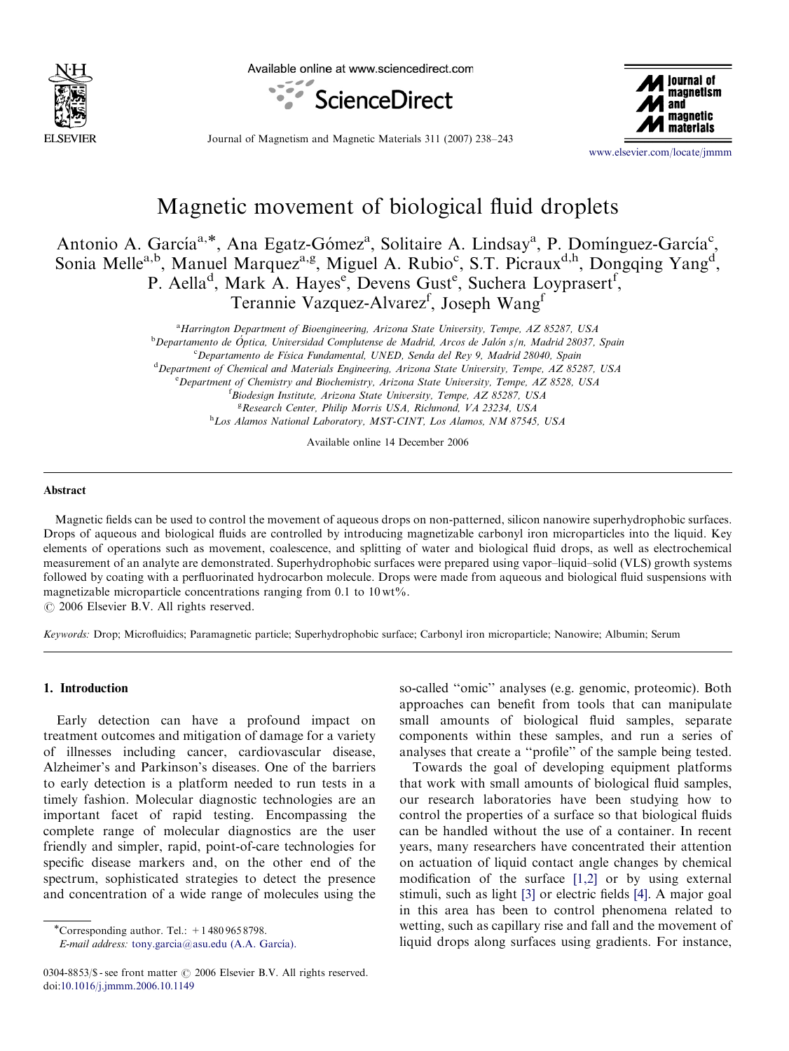# Magnetic movement of biological fluid droplets

Antonio A. García[a,*], Ana Egatz-Gómez[a], Solitaire A. Lindsay[a], P. Domínguez-García[c], Sonia Melle[a,b], Manuel Marquez[a,g], Miguel A. Rubio[c], S.T. Picraux[d,h], Dongqing Yang[d], P. Aella[d], Mark A. Hayes[e], Devens Gust[e], Suchera Loyprasert[f], Terannie Vazquez-Alvarez[f], Joseph Wang[f]

[a] Harrington Department of Bioengineering, Arizona State University, Tempe, AZ 85287, USA
[b] Departamento de Óptica, Universidad Complutense de Madrid, Arcos de Jalón s/n, Madrid 28037, Spain
[c] Departamento de Física Fundamental, UNED, Senda del Rey 9, Madrid 28040, Spain
[d] Department of Chemical and Materials Engineering, Arizona State University, Tempe, AZ 85287, USA
[e] Department of Chemistry and Biochemistry, Arizona State University, Tempe, AZ 8528, USA
[f] Biodesign Institute, Arizona State University, Tempe, AZ 85287, USA
[g] Research Center, Philip Morris USA, Richmond, VA 23234, USA
[h] Los Alamos National Laboratory, MST-CINT, Los Alamos, NM 87545, USA

Available online 14 December 2006

## Abstract

Magnetic fields can be used to control the movement of aqueous drops on non-patterned, silicon nanowire superhydrophobic surfaces. Drops of aqueous and biological fluids are controlled by introducing magnetizable carbonyl iron microparticles into the liquid. Key elements of operations such as movement, coalescence, and splitting of water and biological fluid drops, as well as electrochemical measurement of an analyte are demonstrated. Superhydrophobic surfaces were prepared using vapor–liquid–solid (VLS) growth systems followed by coating with a perfluorinated hydrocarbon molecule. Drops were made from aqueous and biological fluid suspensions with magnetizable microparticle concentrations ranging from 0.1 to 10 wt%.

© 2006 Elsevier B.V. All rights reserved.

*Keywords:* Drop; Microfluidics; Paramagnetic particle; Superhydrophobic surface; Carbonyl iron microparticle; Nanowire; Albumin; Serum

## 1. Introduction

Early detection can have a profound impact on treatment outcomes and mitigation of damage for a variety of illnesses including cancer, cardiovascular disease, Alzheimer's and Parkinson's diseases. One of the barriers to early detection is a platform needed to run tests in a timely fashion. Molecular diagnostic technologies are an important facet of rapid testing. Encompassing the complete range of molecular diagnostics are the user friendly and simpler, rapid, point-of-care technologies for specific disease markers and, on the other end of the spectrum, sophisticated strategies to detect the presence and concentration of a wide range of molecules using the so-called "omic" analyses (e.g. genomic, proteomic). Both approaches can benefit from tools that can manipulate small amounts of biological fluid samples, separate components within these samples, and run a series of analyses that create a "profile" of the sample being tested.

Towards the goal of developing equipment platforms that work with small amounts of biological fluid samples, our research laboratories have been studying how to control the properties of a surface so that biological fluids can be handled without the use of a container. In recent years, many researchers have concentrated their attention on actuation of liquid contact angle changes by chemical modification of the surface [1,2] or by using external stimuli, such as light [3] or electric fields [4]. A major goal in this area has been to control phenomena related to wetting, such as capillary rise and fall and the movement of liquid drops along surfaces using gradients. For instance,

*Corresponding author. Tel.: +1 480 965 8798.
*E-mail address:* tony.garcia@asu.edu (A.A. García).

0304-8853/$ - see front matter © 2006 Elsevier B.V. All rights reserved.
doi:10.1016/j.jmmm.2006.10.1149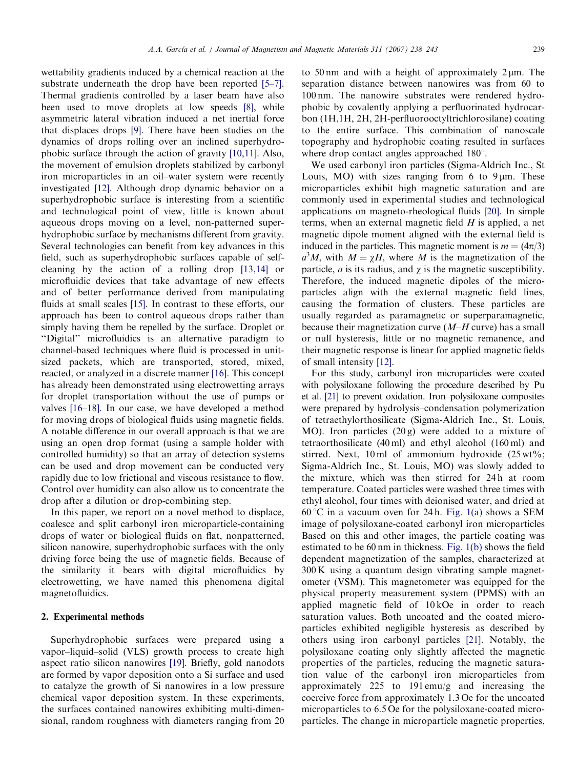wettability gradients induced by a chemical reaction at the substrate underneath the drop have been reported [5–7]. Thermal gradients controlled by a laser beam have also been used to move droplets at low speeds [8], while asymmetric lateral vibration induced a net inertial force that displaces drops [9]. There have been studies on the dynamics of drops rolling over an inclined superhydrophobic surface through the action of gravity [10,11]. Also, the movement of emulsion droplets stabilized by carbonyl iron microparticles in an oil–water system were recently investigated [12]. Although drop dynamic behavior on a superhydrophobic surface is interesting from a scientific and technological point of view, little is known about aqueous drops moving on a level, non-patterned superhydrophobic surface by mechanisms different from gravity. Several technologies can benefit from key advances in this field, such as superhydrophobic surfaces capable of self-cleaning by the action of a rolling drop [13,14] or microfluidic devices that take advantage of new effects and of better performance derived from manipulating fluids at small scales [15]. In contrast to these efforts, our approach has been to control aqueous drops rather than simply having them be repelled by the surface. Droplet or "Digital" microfluidics is an alternative paradigm to channel-based techniques where fluid is processed in unit-sized packets, which are transported, stored, mixed, reacted, or analyzed in a discrete manner [16]. This concept has already been demonstrated using electrowetting arrays for droplet transportation without the use of pumps or valves [16–18]. In our case, we have developed a method for moving drops of biological fluids using magnetic fields. A notable difference in our overall approach is that we are using an open drop format (using a sample holder with controlled humidity) so that an array of detection systems can be used and drop movement can be conducted very rapidly due to low frictional and viscous resistance to flow. Control over humidity can also allow us to concentrate the drop after a dilution or drop-combining step.

In this paper, we report on a novel method to displace, coalesce and split carbonyl iron microparticle-containing drops of water or biological fluids on flat, nonpatterned, silicon nanowire, superhydrophobic surfaces with the only driving force being the use of magnetic fields. Because of the similarity it bears with digital microfluidics by electrowetting, we have named this phenomena digital magnetofluidics.

## 2. Experimental methods

Superhydrophobic surfaces were prepared using a vapor–liquid–solid (VLS) growth process to create high aspect ratio silicon nanowires [19]. Briefly, gold nanodots are formed by vapor deposition onto a Si surface and used to catalyze the growth of Si nanowires in a low pressure chemical vapor deposition system. In these experiments, the surfaces contained nanowires exhibiting multi-dimensional, random roughness with diameters ranging from 20 to 50 nm and with a height of approximately 2 μm. The separation distance between nanowires was from 60 to 100 nm. The nanowire substrates were rendered hydrophobic by covalently applying a perfluorinated hydrocarbon (1H,1H, 2H, 2H-perfluorooctyltrichlorosilane) coating to the entire surface. This combination of nanoscale topography and hydrophobic coating resulted in surfaces where drop contact angles approached 180°.

We used carbonyl iron particles (Sigma-Aldrich Inc., St Louis, MO) with sizes ranging from 6 to 9 μm. These microparticles exhibit high magnetic saturation and are commonly used in experimental studies and technological applications on magneto-rheological fluids [20]. In simple terms, when an external magnetic field $H$ is applied, a net magnetic dipole moment aligned with the external field is induced in the particles. This magnetic moment is $m = (4\pi/3)a^3M$, with $M = \chi H$, where $M$ is the magnetization of the particle, $a$ is its radius, and $\chi$ is the magnetic susceptibility. Therefore, the induced magnetic dipoles of the microparticles align with the external magnetic field lines, causing the formation of clusters. These particles are usually regarded as paramagnetic or superparamagnetic, because their magnetization curve ($M$–$H$ curve) has a small or null hysteresis, little or no magnetic remanence, and their magnetic response is linear for applied magnetic fields of small intensity [12].

For this study, carbonyl iron microparticles were coated with polysiloxane following the procedure described by Pu et al. [21] to prevent oxidation. Iron–polysiloxane composites were prepared by hydrolysis–condensation polymerization of tetraethylorthosilicate (Sigma-Aldrich Inc., St. Louis, MO). Iron particles (20 g) were added to a mixture of tetraorthosilicate (40 ml) and ethyl alcohol (160 ml) and stirred. Next, 10 ml of ammonium hydroxide (25 wt%; Sigma-Aldrich Inc., St. Louis, MO) was slowly added to the mixture, which was then stirred for 24 h at room temperature. Coated particles were washed three times with ethyl alcohol, four times with deionised water, and dried at 60 °C in a vacuum oven for 24 h. Fig. 1(a) shows a SEM image of polysiloxane-coated carbonyl iron microparticles Based on this and other images, the particle coating was estimated to be 60 nm in thickness. Fig. 1(b) shows the field dependent magnetization of the samples, characterized at 300 K using a quantum design vibrating sample magnetometer (VSM). This magnetometer was equipped for the physical property measurement system (PPMS) with an applied magnetic field of 10 kOe in order to reach saturation values. Both uncoated and the coated microparticles exhibited negligible hysteresis as described by others using iron carbonyl particles [21]. Notably, the polysiloxane coating only slightly affected the magnetic properties of the particles, reducing the magnetic saturation value of the carbonyl iron microparticles from approximately 225 to 191 emu/g and increasing the coercive force from approximately 1.3 Oe for the uncoated microparticles to 6.5 Oe for the polysiloxane-coated microparticles. The change in microparticle magnetic properties,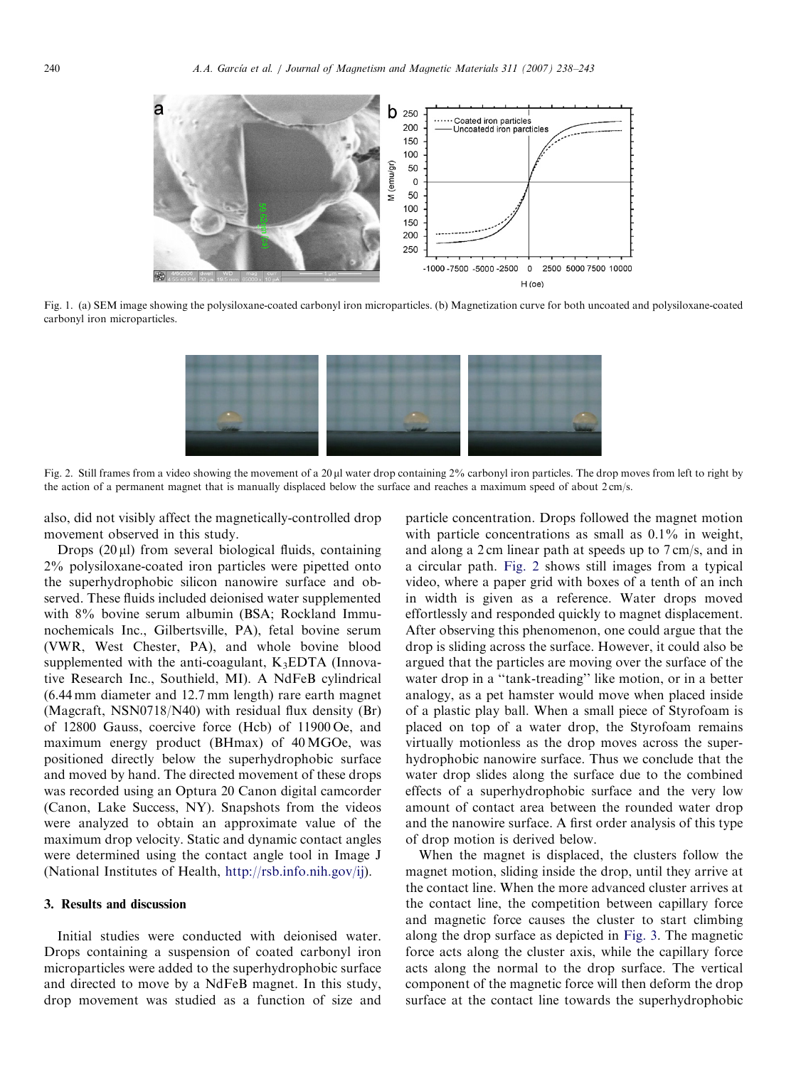Fig. 1. (a) SEM image showing the polysiloxane-coated carbonyl iron microparticles. (b) Magnetization curve for both uncoated and polysiloxane-coated carbonyl iron microparticles.

Fig. 2. Still frames from a video showing the movement of a 20 μl water drop containing 2% carbonyl iron particles. The drop moves from left to right by the action of a permanent magnet that is manually displaced below the surface and reaches a maximum speed of about 2 cm/s.

also, did not visibly affect the magnetically-controlled drop movement observed in this study.

Drops (20 μl) from several biological fluids, containing 2% polysiloxane-coated iron particles were pipetted onto the superhydrophobic silicon nanowire surface and observed. These fluids included deionised water supplemented with 8% bovine serum albumin (BSA; Rockland Immunochemicals Inc., Gilbertsville, PA), fetal bovine serum (VWR, West Chester, PA), and whole bovine blood supplemented with the anti-coagulant, $K_3EDTA$ (Innovative Research Inc., Southield, MI). A NdFeB cylindrical (6.44 mm diameter and 12.7 mm length) rare earth magnet (Magcraft, NSN0718/N40) with residual flux density (Br) of 12800 Gauss, coercive force (Hcb) of 11900 Oe, and maximum energy product (BHmax) of 40 MGOe, was positioned directly below the superhydrophobic surface and moved by hand. The directed movement of these drops was recorded using an Optura 20 Canon digital camcorder (Canon, Lake Success, NY). Snapshots from the videos were analyzed to obtain an approximate value of the maximum drop velocity. Static and dynamic contact angles were determined using the contact angle tool in Image J (National Institutes of Health, http://rsb.info.nih.gov/ij).

## 3. Results and discussion

Initial studies were conducted with deionised water. Drops containing a suspension of coated carbonyl iron microparticles were added to the superhydrophobic surface and directed to move by a NdFeB magnet. In this study, drop movement was studied as a function of size and particle concentration. Drops followed the magnet motion with particle concentrations as small as 0.1% in weight, and along a 2 cm linear path at speeds up to 7 cm/s, and in a circular path. Fig. 2 shows still images from a typical video, where a paper grid with boxes of a tenth of an inch in width is given as a reference. Water drops moved effortlessly and responded quickly to magnet displacement. After observing this phenomenon, one could argue that the drop is sliding across the surface. However, it could also be argued that the particles are moving over the surface of the water drop in a "tank-treading" like motion, or in a better analogy, as a pet hamster would move when placed inside of a plastic play ball. When a small piece of Styrofoam is placed on top of a water drop, the Styrofoam remains virtually motionless as the drop moves across the superhydrophobic nanowire surface. Thus we conclude that the water drop slides along the surface due to the combined effects of a superhydrophobic surface and the very low amount of contact area between the rounded water drop and the nanowire surface. A first order analysis of this type of drop motion is derived below.

When the magnet is displaced, the clusters follow the magnet motion, sliding inside the drop, until they arrive at the contact line. When the more advanced cluster arrives at the contact line, the competition between capillary force and magnetic force causes the cluster to start climbing along the drop surface as depicted in Fig. 3. The magnetic force acts along the cluster axis, while the capillary force acts along the normal to the drop surface. The vertical component of the magnetic force will then deform the drop surface at the contact line towards the superhydrophobic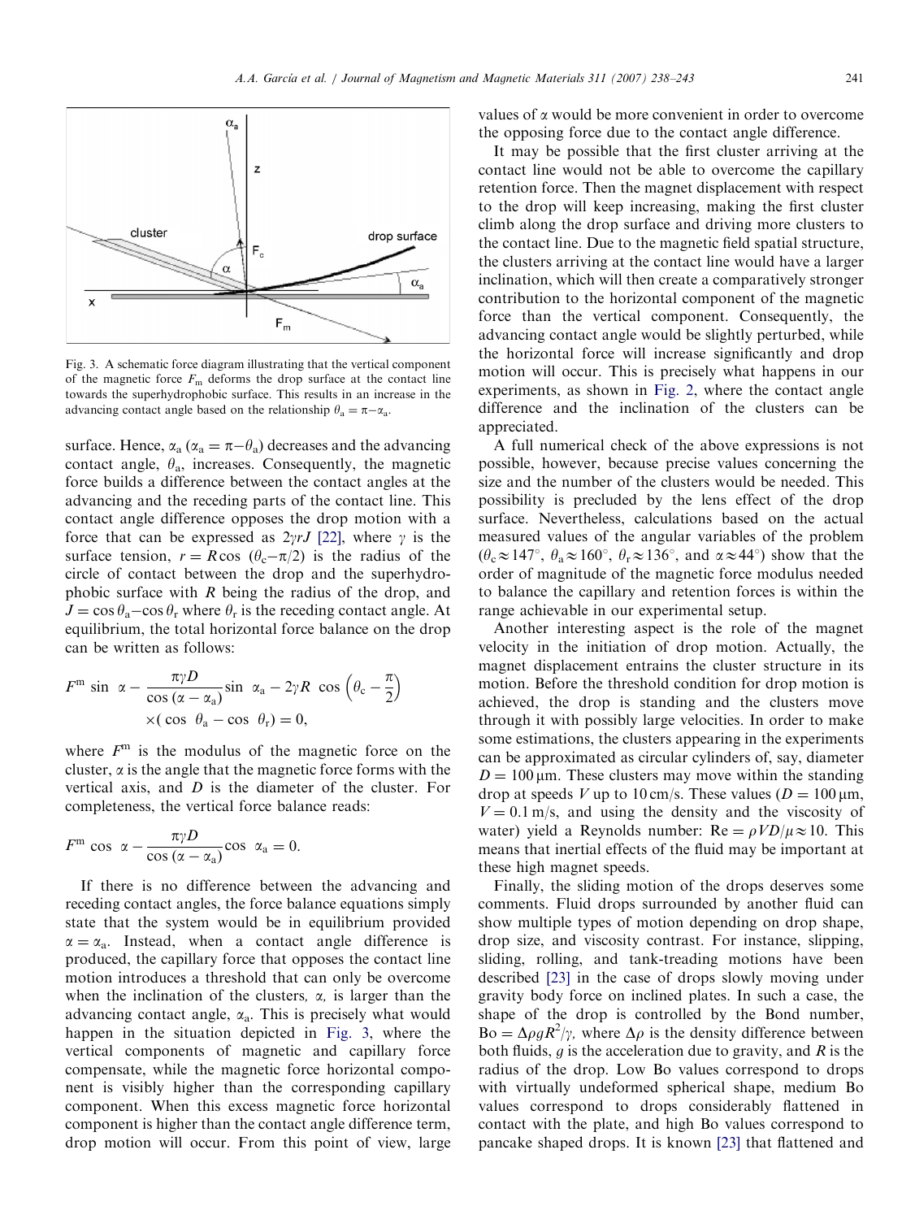Fig. 3. A schematic force diagram illustrating that the vertical component of the magnetic force $F_m$ deforms the drop surface at the contact line towards the superhydrophobic surface. This results in an increase in the advancing contact angle based on the relationship $\theta_a = \pi - \alpha_a$.

surface. Hence, $\alpha_a$ ($\alpha_a = \pi - \theta_a$) decreases and the advancing contact angle, $\theta_a$, increases. Consequently, the magnetic force builds a difference between the contact angles at the advancing and the receding parts of the contact line. This contact angle difference opposes the drop motion with a force that can be expressed as $2\gamma rJ$ [22], where $\gamma$ is the surface tension, $r = R\cos(\theta_c - \pi/2)$ is the radius of the circle of contact between the drop and the superhydrophobic surface with $R$ being the radius of the drop, and $J = \cos\theta_a - \cos\theta_r$ where $\theta_r$ is the receding contact angle. At equilibrium, the total horizontal force balance on the drop can be written as follows:

$$F^m \sin\alpha - \frac{\pi\gamma D}{\cos(\alpha - \alpha_a)} \sin\alpha_a - 2\gamma R\cos\left(\theta_c - \frac{\pi}{2}\right) \times (\cos\theta_a - \cos\theta_r) = 0,$$

where $F^m$ is the modulus of the magnetic force on the cluster, $\alpha$ is the angle that the magnetic force forms with the vertical axis, and $D$ is the diameter of the cluster. For completeness, the vertical force balance reads:

$$F^m \cos\alpha - \frac{\pi\gamma D}{\cos(\alpha - \alpha_a)} \cos\alpha_a = 0.$$

If there is no difference between the advancing and receding contact angles, the force balance equations simply state that the system would be in equilibrium provided $\alpha = \alpha_a$. Instead, when a contact angle difference is produced, the capillary force that opposes the contact line motion introduces a threshold that can only be overcome when the inclination of the clusters, $\alpha$, is larger than the advancing contact angle, $\alpha_a$. This is precisely what would happen in the situation depicted in Fig. 3, where the vertical components of magnetic and capillary force compensate, while the magnetic force horizontal component is visibly higher than the corresponding capillary component. When this excess magnetic force horizontal component is higher than the contact angle difference term, drop motion will occur. From this point of view, large values of $\alpha$ would be more convenient in order to overcome the opposing force due to the contact angle difference.

It may be possible that the first cluster arriving at the contact line would not be able to overcome the capillary retention force. Then the magnet displacement with respect to the drop will keep increasing, making the first cluster climb along the drop surface and driving more clusters to the contact line. Due to the magnetic field spatial structure, the clusters arriving at the contact line would have a larger inclination, which will then create a comparatively stronger contribution to the horizontal component of the magnetic force than the vertical component. Consequently, the advancing contact angle would be slightly perturbed, while the horizontal force will increase significantly and drop motion will occur. This is precisely what happens in our experiments, as shown in Fig. 2, where the contact angle difference and the inclination of the clusters can be appreciated.

A full numerical check of the above expressions is not possible, however, because precise values concerning the size and the number of the clusters would be needed. This possibility is precluded by the lens effect of the drop surface. Nevertheless, calculations based on the actual measured values of the angular variables of the problem ($\theta_c \approx 147°$, $\theta_a \approx 160°$, $\theta_r \approx 136°$, and $\alpha \approx 44°$) show that the order of magnitude of the magnetic force modulus needed to balance the capillary and retention forces is within the range achievable in our experimental setup.

Another interesting aspect is the role of the magnet velocity in the initiation of drop motion. Actually, the magnet displacement entrains the cluster structure in its motion. Before the threshold condition for drop motion is achieved, the drop is standing and the clusters move through it with possibly large velocities. In order to make some estimations, the clusters appearing in the experiments can be approximated as circular cylinders of, say, diameter $D = 100\,\mu\text{m}$. These clusters may move within the standing drop at speeds $V$ up to 10 cm/s. These values ($D = 100\,\mu\text{m}$, $V = 0.1$ m/s, and using the density and the viscosity of water) yield a Reynolds number: $\text{Re} = \rho VD/\mu \approx 10$. This means that inertial effects of the fluid may be important at these high magnet speeds.

Finally, the sliding motion of the drops deserves some comments. Fluid drops surrounded by another fluid can show multiple types of motion depending on drop shape, drop size, and viscosity contrast. For instance, slipping, sliding, rolling, and tank-treading motions have been described [23] in the case of drops slowly moving under gravity body force on inclined plates. In such a case, the shape of the drop is controlled by the Bond number, $\text{Bo} = \Delta\rho gR^2/\gamma$, where $\Delta\rho$ is the density difference between both fluids, $g$ is the acceleration due to gravity, and $R$ is the radius of the drop. Low Bo values correspond to drops with virtually undeformed spherical shape, medium Bo values correspond to drops considerably flattened in contact with the plate, and high Bo values correspond to pancake shaped drops. It is known [23] that flattened and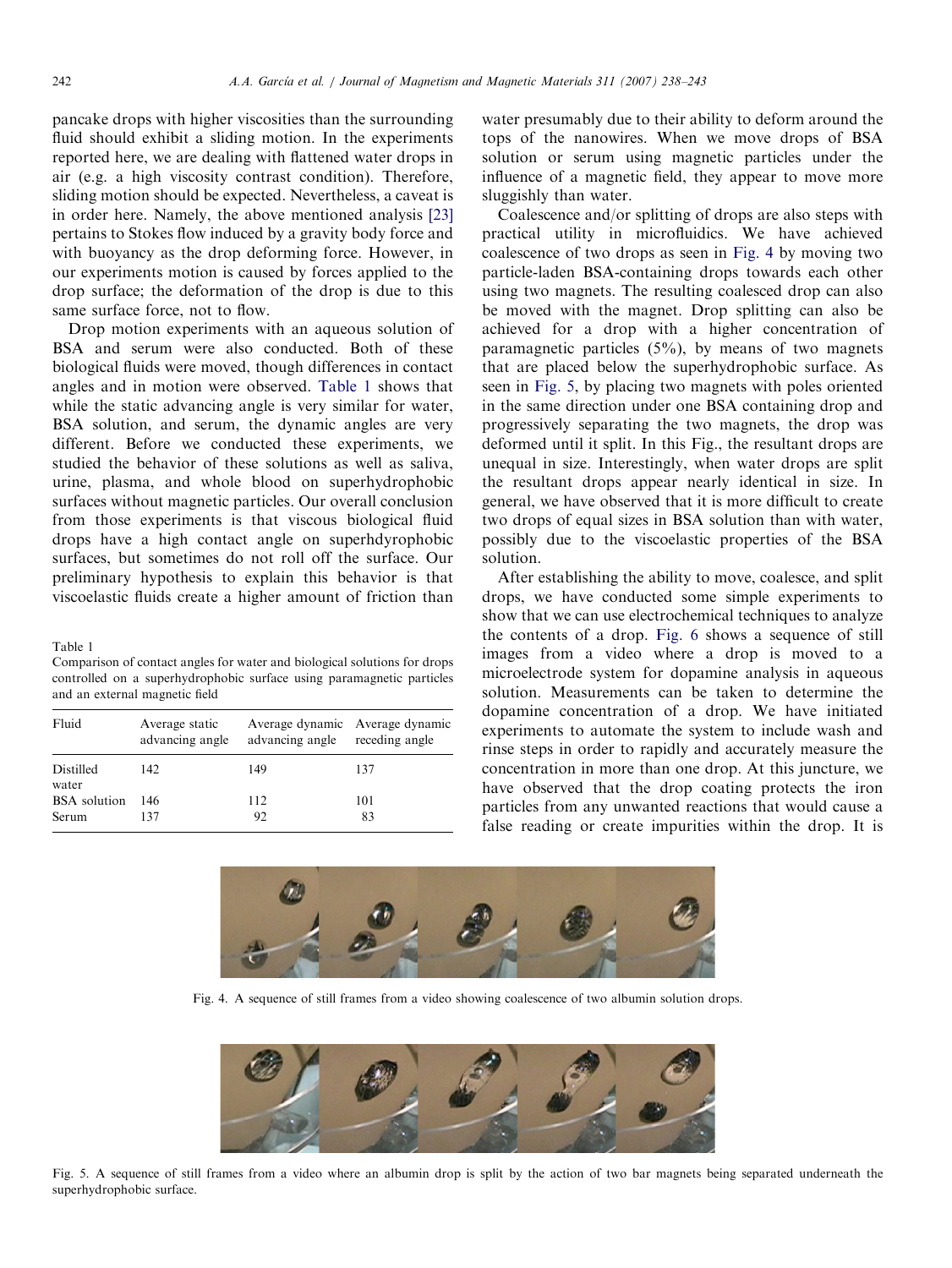pancake drops with higher viscosities than the surrounding fluid should exhibit a sliding motion. In the experiments reported here, we are dealing with flattened water drops in air (e.g. a high viscosity contrast condition). Therefore, sliding motion should be expected. Nevertheless, a caveat is in order here. Namely, the above mentioned analysis [23] pertains to Stokes flow induced by a gravity body force and with buoyancy as the drop deforming force. However, in our experiments motion is caused by forces applied to the drop surface; the deformation of the drop is due to this same surface force, not to flow.

Drop motion experiments with an aqueous solution of BSA and serum were also conducted. Both of these biological fluids were moved, though differences in contact angles and in motion were observed. Table 1 shows that while the static advancing angle is very similar for water, BSA solution, and serum, the dynamic angles are very different. Before we conducted these experiments, we studied the behavior of these solutions as well as saliva, urine, plasma, and whole blood on superhydrophobic surfaces without magnetic particles. Our overall conclusion from those experiments is that viscous biological fluid drops have a high contact angle on superhdyrophobic surfaces, but sometimes do not roll off the surface. Our preliminary hypothesis to explain this behavior is that viscoelastic fluids create a higher amount of friction than water presumably due to their ability to deform around the tops of the nanowires. When we move drops of BSA solution or serum using magnetic particles under the influence of a magnetic field, they appear to move more sluggishly than water.

Table 1
Comparison of contact angles for water and biological solutions for drops controlled on a superhydrophobic surface using paramagnetic particles and an external magnetic field

| Fluid | Average static advancing angle | Average dynamic advancing angle | Average dynamic receding angle |
|---|---|---|---|
| Distilled water | 142 | 149 | 137 |
| BSA solution | 146 | 112 | 101 |
| Serum | 137 | 92 | 83 |

Coalescence and/or splitting of drops are also steps with practical utility in microfluidics. We have achieved coalescence of two drops as seen in Fig. 4 by moving two particle-laden BSA-containing drops towards each other using two magnets. The resulting coalesced drop can also be moved with the magnet. Drop splitting can also be achieved for a drop with a higher concentration of paramagnetic particles (5%), by means of two magnets that are placed below the superhydrophobic surface. As seen in Fig. 5, by placing two magnets with poles oriented in the same direction under one BSA containing drop and progressively separating the two magnets, the drop was deformed until it split. In this Fig., the resultant drops are unequal in size. Interestingly, when water drops are split the resultant drops appear nearly identical in size. In general, we have observed that it is more difficult to create two drops of equal sizes in BSA solution than with water, possibly due to the viscoelastic properties of the BSA solution.

After establishing the ability to move, coalesce, and split drops, we have conducted some simple experiments to show that we can use electrochemical techniques to analyze the contents of a drop. Fig. 6 shows a sequence of still images from a video where a drop is moved to a microelectrode system for dopamine analysis in aqueous solution. Measurements can be taken to determine the dopamine concentration of a drop. We have initiated experiments to automate the system to include wash and rinse steps in order to rapidly and accurately measure the concentration in more than one drop. At this juncture, we have observed that the drop coating protects the iron particles from any unwanted reactions that would cause a false reading or create impurities within the drop. It is

Fig. 4. A sequence of still frames from a video showing coalescence of two albumin solution drops.

Fig. 5. A sequence of still frames from a video where an albumin drop is split by the action of two bar magnets being separated underneath the superhydrophobic surface.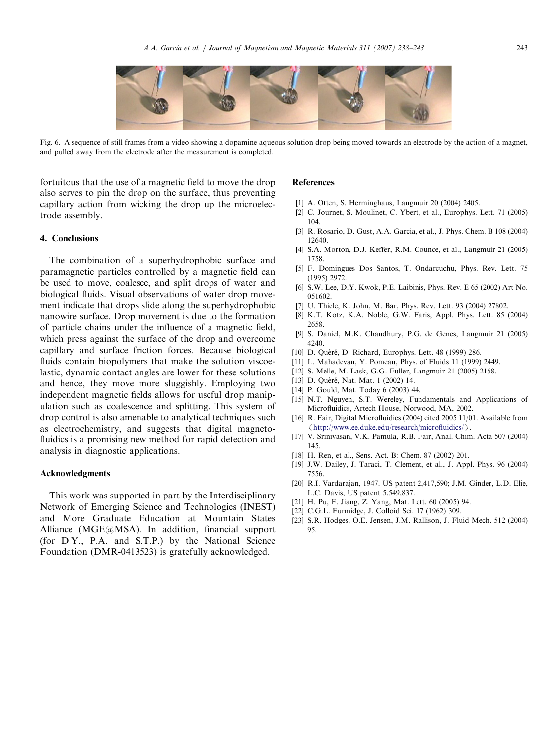Fig. 6. A sequence of still frames from a video showing a dopamine aqueous solution drop being moved towards an electrode by the action of a magnet, and pulled away from the electrode after the measurement is completed.

fortuitous that the use of a magnetic field to move the drop also serves to pin the drop on the surface, thus preventing capillary action from wicking the drop up the microelectrode assembly.

## 4. Conclusions

The combination of a superhydrophobic surface and paramagnetic particles controlled by a magnetic field can be used to move, coalesce, and split drops of water and biological fluids. Visual observations of water drop movement indicate that drops slide along the superhydrophobic nanowire surface. Drop movement is due to the formation of particle chains under the influence of a magnetic field, which press against the surface of the drop and overcome capillary and surface friction forces. Because biological fluids contain biopolymers that make the solution viscoelastic, dynamic contact angles are lower for these solutions and hence, they move more sluggishly. Employing two independent magnetic fields allows for useful drop manipulation such as coalescence and splitting. This system of drop control is also amenable to analytical techniques such as electrochemistry, and suggests that digital magnetofluidics is a promising new method for rapid detection and analysis in diagnostic applications.

## Acknowledgments

This work was supported in part by the Interdisciplinary Network of Emerging Science and Technologies (INEST) and More Graduate Education at Mountain States Alliance (MGE@MSA). In addition, financial support (for D.Y., P.A. and S.T.P.) by the National Science Foundation (DMR-0413523) is gratefully acknowledged.

## References

[1] A. Otten, S. Herminghaus, Langmuir 20 (2004) 2405.
[2] C. Journet, S. Moulinet, C. Ybert, et al., Europhys. Lett. 71 (2005) 104.
[3] R. Rosario, D. Gust, A.A. Garcia, et al., J. Phys. Chem. B 108 (2004) 12640.
[4] S.A. Morton, D.J. Keffer, R.M. Counce, et al., Langmuir 21 (2005) 1758.
[5] F. Domingues Dos Santos, T. Ondarcuchu, Phys. Rev. Lett. 75 (1995) 2972.
[6] S.W. Lee, D.Y. Kwok, P.E. Laibinis, Phys. Rev. E 65 (2002) Art No. 051602.
[7] U. Thiele, K. John, M. Bar, Phys. Rev. Lett. 93 (2004) 27802.
[8] K.T. Kotz, K.A. Noble, G.W. Faris, Appl. Phys. Lett. 85 (2004) 2658.
[9] S. Daniel, M.K. Chaudhury, P.G. de Genes, Langmuir 21 (2005) 4240.
[10] D. Quéré, D. Richard, Europhys. Lett. 48 (1999) 286.
[11] L. Mahadevan, Y. Pomeau, Phys. of Fluids 11 (1999) 2449.
[12] S. Melle, M. Lask, G.G. Fuller, Langmuir 21 (2005) 2158.
[13] D. Quéré, Nat. Mat. 1 (2002) 14.
[14] P. Gould, Mat. Today 6 (2003) 44.
[15] N.T. Nguyen, S.T. Wereley, Fundamentals and Applications of Microfluidics, Artech House, Norwood, MA, 2002.
[16] R. Fair, Digital Microfluidics (2004) cited 2005 11/01. Available from 〈http://www.ee.duke.edu/research/microfluidics/〉.
[17] V. Srinivasan, V.K. Pamula, R.B. Fair, Anal. Chim. Acta 507 (2004) 145.
[18] H. Ren, et al., Sens. Act. B: Chem. 87 (2002) 201.
[19] J.W. Dailey, J. Taraci, T. Clement, et al., J. Appl. Phys. 96 (2004) 7556.
[20] R.I. Vardarajan, 1947. US patent 2,417,590; J.M. Ginder, L.D. Elie, L.C. Davis, US patent 5,549,837.
[21] H. Pu, F. Jiang, Z. Yang, Mat. Lett. 60 (2005) 94.
[22] C.G.L. Furmidge, J. Colloid Sci. 17 (1962) 309.
[23] S.R. Hodges, O.E. Jensen, J.M. Rallison, J. Fluid Mech. 512 (2004) 95.